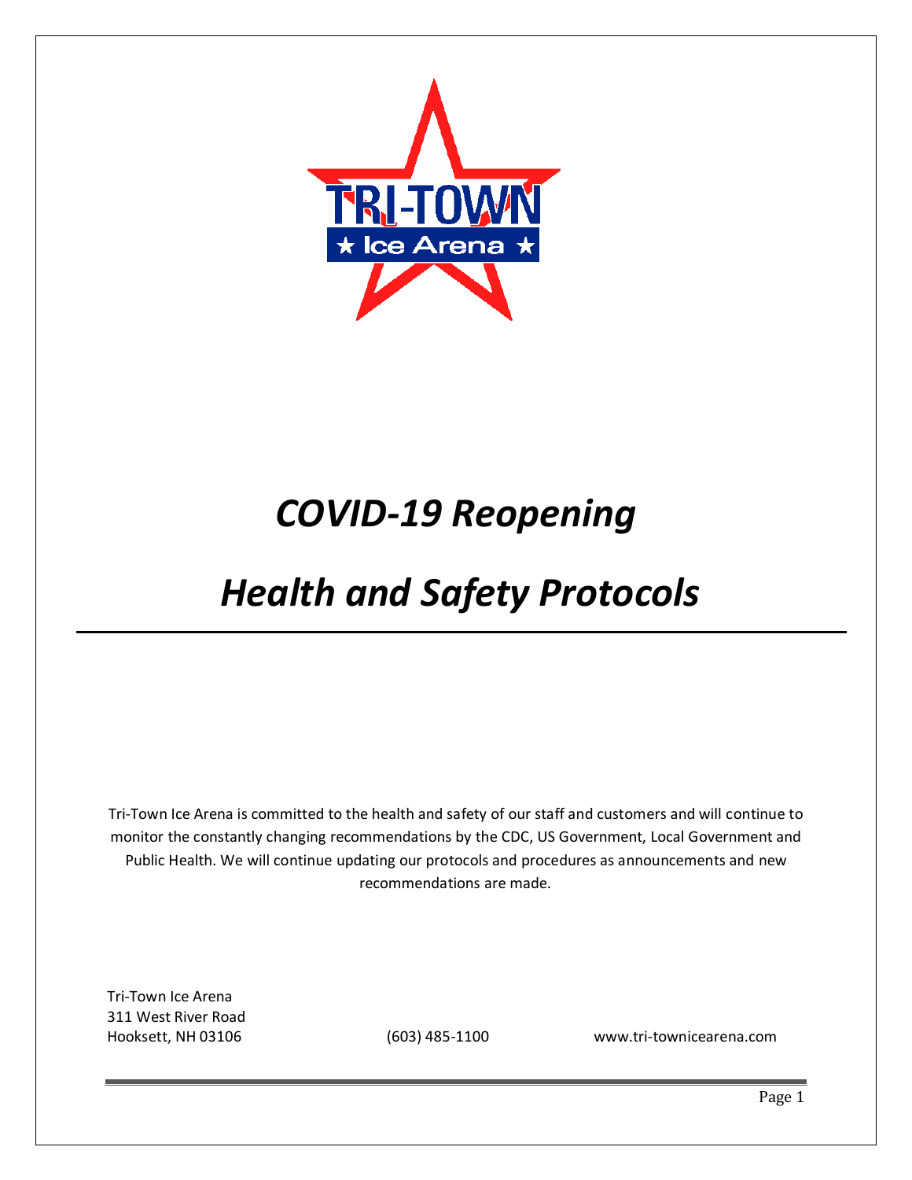# *COVID-19 Reopening*

# *Health and Safety Protocols*

---

Tri-Town Ice Arena is committed to the health and safety of our staff and customers and will continue to monitor the constantly changing recommendations by the CDC, US Government, Local Government and Public Health. We will continue updating our protocols and procedures as announcements and new recommendations are made.

Tri-Town Ice Arena
311 West River Road
Hooksett, NH 03106 (603) 485-1100 www.tri-townicearena.com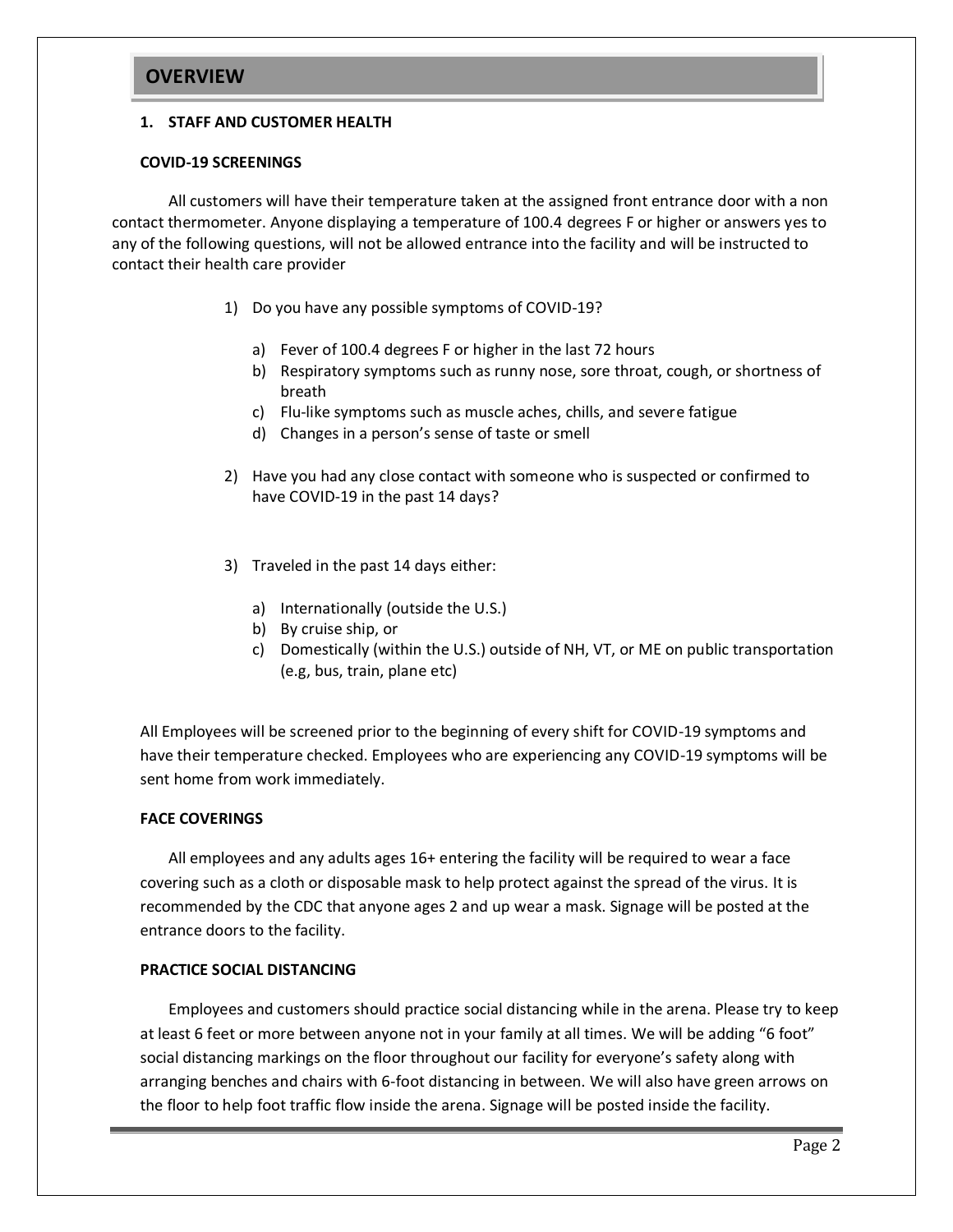## OVERVIEW

### 1. STAFF AND CUSTOMER HEALTH

#### COVID-19 SCREENINGS

All customers will have their temperature taken at the assigned front entrance door with a non contact thermometer. Anyone displaying a temperature of 100.4 degrees F or higher or answers yes to any of the following questions, will not be allowed entrance into the facility and will be instructed to contact their health care provider

1) Do you have any possible symptoms of COVID-19?

   a) Fever of 100.4 degrees F or higher in the last 72 hours
   b) Respiratory symptoms such as runny nose, sore throat, cough, or shortness of breath
   c) Flu-like symptoms such as muscle aches, chills, and severe fatigue
   d) Changes in a person's sense of taste or smell

2) Have you had any close contact with someone who is suspected or confirmed to have COVID-19 in the past 14 days?

3) Traveled in the past 14 days either:

   a) Internationally (outside the U.S.)
   b) By cruise ship, or
   c) Domestically (within the U.S.) outside of NH, VT, or ME on public transportation (e.g, bus, train, plane etc)

All Employees will be screened prior to the beginning of every shift for COVID-19 symptoms and have their temperature checked. Employees who are experiencing any COVID-19 symptoms will be sent home from work immediately.

#### FACE COVERINGS

All employees and any adults ages 16+ entering the facility will be required to wear a face covering such as a cloth or disposable mask to help protect against the spread of the virus. It is recommended by the CDC that anyone ages 2 and up wear a mask. Signage will be posted at the entrance doors to the facility.

#### PRACTICE SOCIAL DISTANCING

Employees and customers should practice social distancing while in the arena. Please try to keep at least 6 feet or more between anyone not in your family at all times. We will be adding "6 foot" social distancing markings on the floor throughout our facility for everyone's safety along with arranging benches and chairs with 6-foot distancing in between. We will also have green arrows on the floor to help foot traffic flow inside the arena. Signage will be posted inside the facility.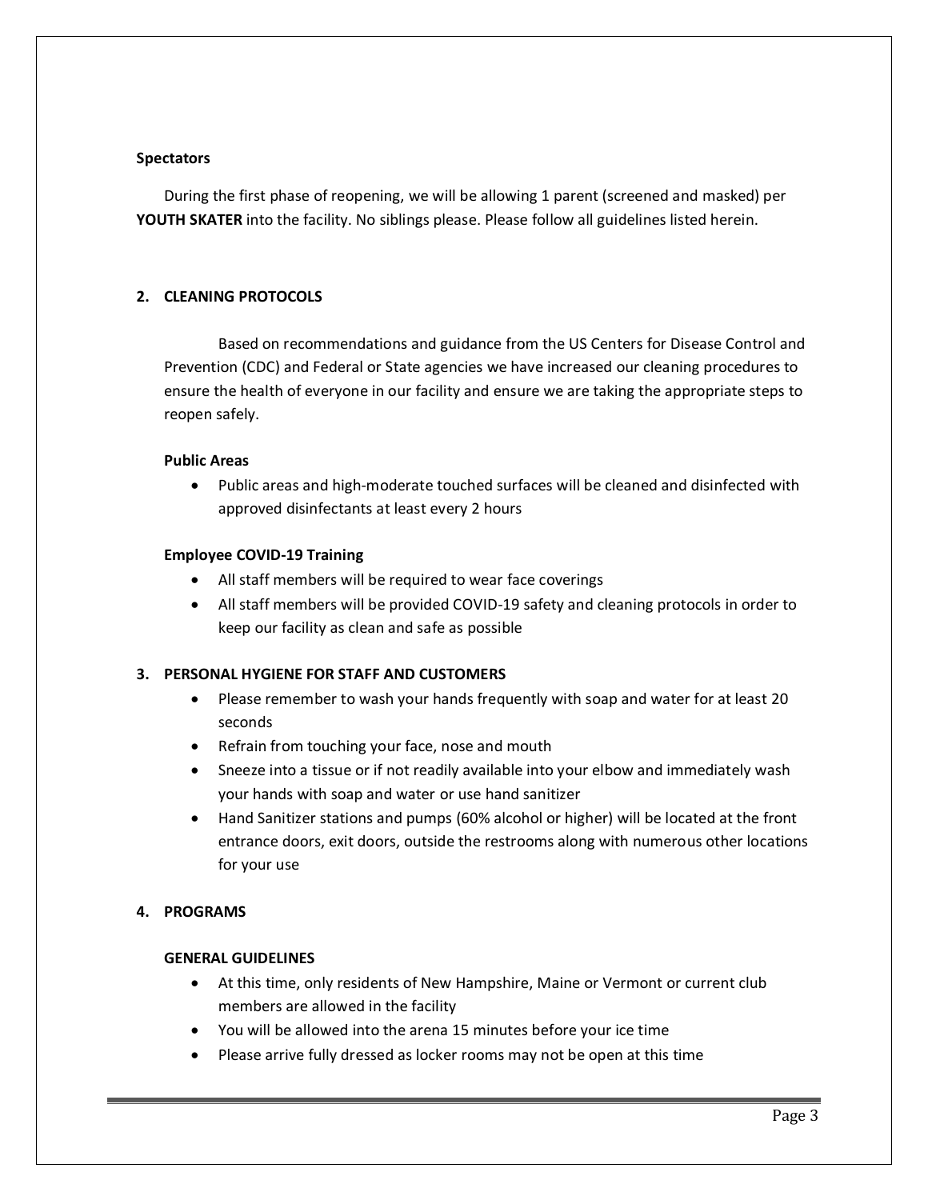### Spectators

During the first phase of reopening, we will be allowing 1 parent (screened and masked) per **YOUTH SKATER** into the facility. No siblings please. Please follow all guidelines listed herein.

## 2. CLEANING PROTOCOLS

Based on recommendations and guidance from the US Centers for Disease Control and Prevention (CDC) and Federal or State agencies we have increased our cleaning procedures to ensure the health of everyone in our facility and ensure we are taking the appropriate steps to reopen safely.

### Public Areas

- Public areas and high-moderate touched surfaces will be cleaned and disinfected with approved disinfectants at least every 2 hours

### Employee COVID-19 Training

- All staff members will be required to wear face coverings
- All staff members will be provided COVID-19 safety and cleaning protocols in order to keep our facility as clean and safe as possible

## 3. PERSONAL HYGIENE FOR STAFF AND CUSTOMERS

- Please remember to wash your hands frequently with soap and water for at least 20 seconds
- Refrain from touching your face, nose and mouth
- Sneeze into a tissue or if not readily available into your elbow and immediately wash your hands with soap and water or use hand sanitizer
- Hand Sanitizer stations and pumps (60% alcohol or higher) will be located at the front entrance doors, exit doors, outside the restrooms along with numerous other locations for your use

## 4. PROGRAMS

### GENERAL GUIDELINES

- At this time, only residents of New Hampshire, Maine or Vermont or current club members are allowed in the facility
- You will be allowed into the arena 15 minutes before your ice time
- Please arrive fully dressed as locker rooms may not be open at this time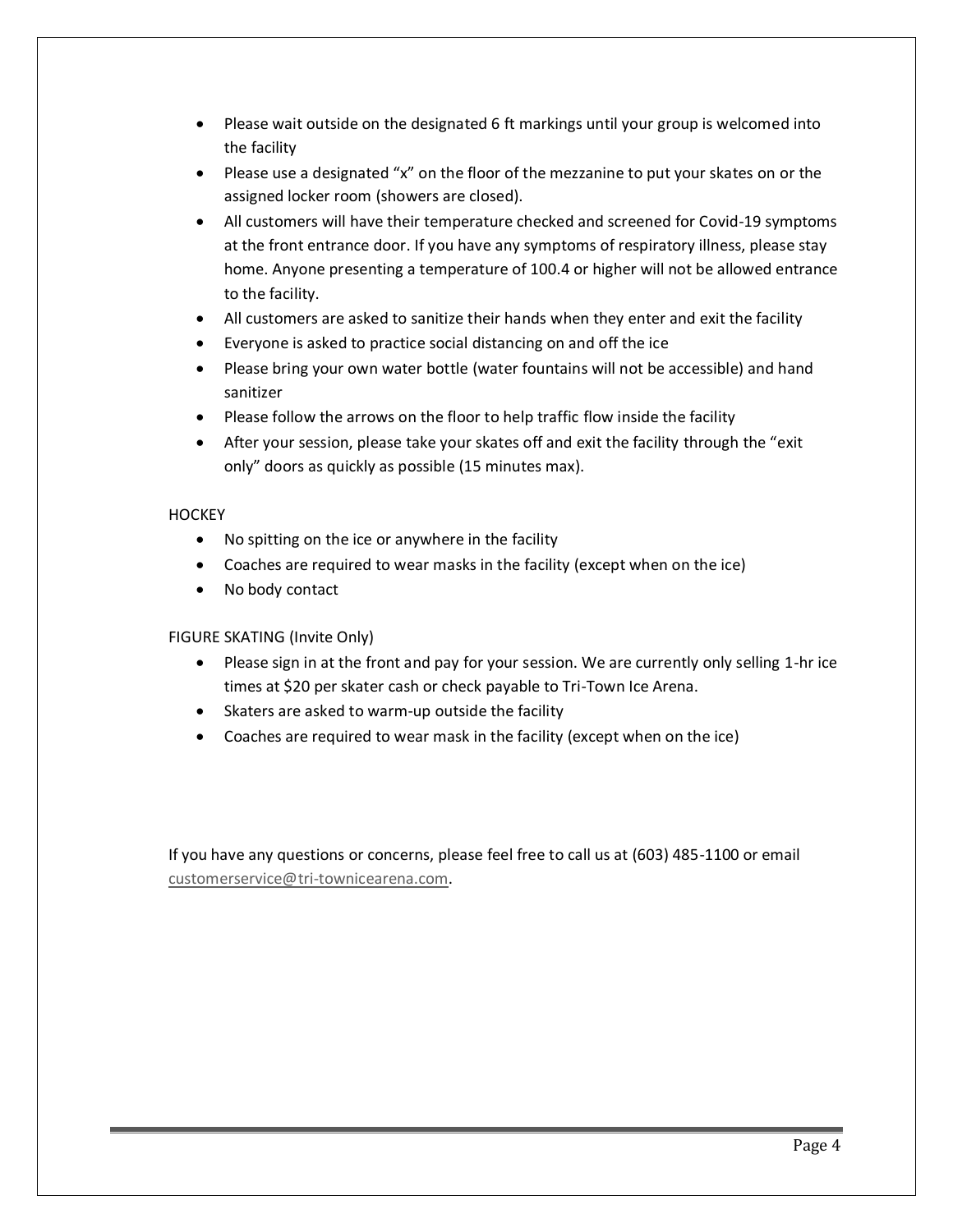- Please wait outside on the designated 6 ft markings until your group is welcomed into the facility
- Please use a designated "x" on the floor of the mezzanine to put your skates on or the assigned locker room (showers are closed).
- All customers will have their temperature checked and screened for Covid-19 symptoms at the front entrance door. If you have any symptoms of respiratory illness, please stay home. Anyone presenting a temperature of 100.4 or higher will not be allowed entrance to the facility.
- All customers are asked to sanitize their hands when they enter and exit the facility
- Everyone is asked to practice social distancing on and off the ice
- Please bring your own water bottle (water fountains will not be accessible) and hand sanitizer
- Please follow the arrows on the floor to help traffic flow inside the facility
- After your session, please take your skates off and exit the facility through the "exit only" doors as quickly as possible (15 minutes max).

HOCKEY

- No spitting on the ice or anywhere in the facility
- Coaches are required to wear masks in the facility (except when on the ice)
- No body contact

FIGURE SKATING (Invite Only)

- Please sign in at the front and pay for your session. We are currently only selling 1-hr ice times at $20 per skater cash or check payable to Tri-Town Ice Arena.
- Skaters are asked to warm-up outside the facility
- Coaches are required to wear mask in the facility (except when on the ice)

If you have any questions or concerns, please feel free to call us at (603) 485-1100 or email customerservice@tri-townicearena.com.